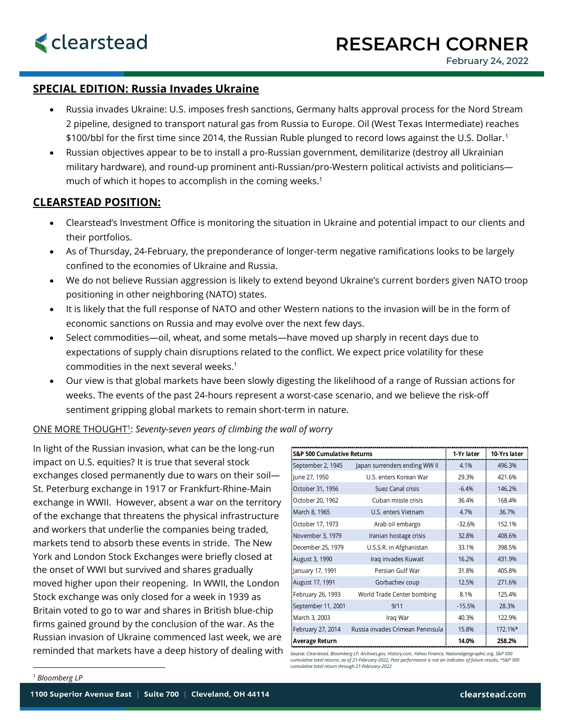# RESEARCH CORNER

February 24, 2022

## SPECIAL EDITION: Russia Invades Ukraine

- Russia invades Ukraine: U.S. imposes fresh sanctions, Germany halts approval process for the Nord Stream 2 pipeline, designed to transport natural gas from Russia to Europe. Oil (West Texas Intermediate) reaches $100/bbl for the first time since 2014, the Russian Ruble plunged to record lows against the U.S. Dollar.[1]
- Russian objectives appear to be to install a pro-Russian government, demilitarize (destroy all Ukrainian military hardware), and round-up prominent anti-Russian/pro-Western political activists and politicians—much of which it hopes to accomplish in the coming weeks.[1]

## CLEARSTEAD POSITION:

- Clearstead's Investment Office is monitoring the situation in Ukraine and potential impact to our clients and their portfolios.
- As of Thursday, 24-February, the preponderance of longer-term negative ramifications looks to be largely confined to the economies of Ukraine and Russia.
- We do not believe Russian aggression is likely to extend beyond Ukraine's current borders given NATO troop positioning in other neighboring (NATO) states.
- It is likely that the full response of NATO and other Western nations to the invasion will be in the form of economic sanctions on Russia and may evolve over the next few days.
- Select commodities—oil, wheat, and some metals—have moved up sharply in recent days due to expectations of supply chain disruptions related to the conflict. We expect price volatility for these commodities in the next several weeks.[1]
- Our view is that global markets have been slowly digesting the likelihood of a range of Russian actions for weeks. The events of the past 24-hours represent a worst-case scenario, and we believe the risk-off sentiment gripping global markets to remain short-term in nature.

ONE MORE THOUGHT[1]: *Seventy-seven years of climbing the wall of worry*

In light of the Russian invasion, what can be the long-run impact on U.S. equities? It is true that several stock exchanges closed permanently due to wars on their soil—St. Peterburg exchange in 1917 or Frankfurt-Rhine-Main exchange in WWII. However, absent a war on the territory of the exchange that threatens the physical infrastructure and workers that underlie the companies being traded, markets tend to absorb these events in stride. The New York and London Stock Exchanges were briefly closed at the onset of WWI but survived and shares gradually moved higher upon their reopening. In WWII, the London Stock exchange was only closed for a week in 1939 as Britain voted to go to war and shares in British blue-chip firms gained ground by the conclusion of the war. As the Russian invasion of Ukraine commenced last week, we are reminded that markets have a deep history of dealing with

| S&P 500 Cumulative Returns | | 1-Yr later | 10-Yrs later |
|---|---|---|---|
| September 2, 1945 | Japan surrenders ending WW II | 4.1% | 496.3% |
| June 27, 1950 | U.S. enters Korean War | 29.3% | 421.6% |
| October 31, 1956 | Suez Canal crisis | -6.4% | 146.2% |
| October 20, 1962 | Cuban missle crisis | 36.4% | 168.4% |
| March 8, 1965 | U.S. enters Vietnam | 4.7% | 36.7% |
| October 17, 1973 | Arab oil embargo | -32.6% | 152.1% |
| November 3, 1979 | Iranian hostage crisis | 32.8% | 408.6% |
| December 25, 1979 | U.S.S.R. in Afghanistan | 33.1% | 398.5% |
| August 3, 1990 | Iraq invades Kuwait | 16.2% | 431.9% |
| January 17, 1991 | Persian Gulf War | 31.8% | 405.8% |
| August 17, 1991 | Gorbachev coup | 12.5% | 271.6% |
| February 26, 1993 | World Trade Center bombing | 8.1% | 125.4% |
| September 11, 2001 | 9/11 | -15.5% | 28.3% |
| March 3, 2003 | Iraq War | 40.3% | 122.9% |
| February 27, 2014 | Russia invades Crimean Peninsula | 15.8% | 172.1%* |
| **Average Return** | | **14.0%** | **258.2%** |

*Source: Clearstead, Bloomberg LP, Archives.gov, History.com, Yahoo Finance, Nationalgeographic.org, S&P 500 cumulative total returns, as of 21-February-2022, Past performance is not an indicator of future results, *S&P 500 cumulative total return through 21-February-2022*

*[1] Bloomberg LP*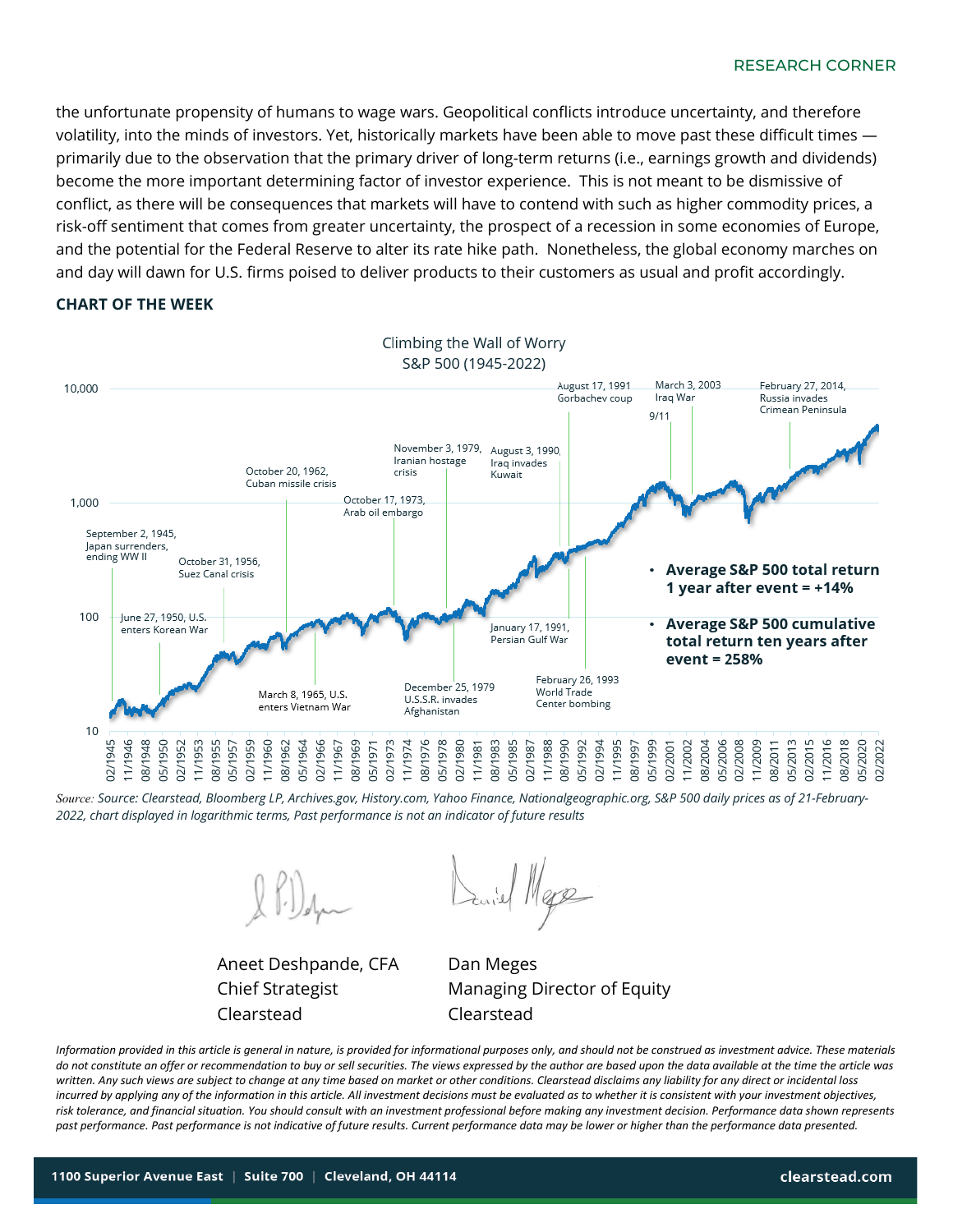the unfortunate propensity of humans to wage wars. Geopolitical conflicts introduce uncertainty, and therefore volatility, into the minds of investors. Yet, historically markets have been able to move past these difficult times — primarily due to the observation that the primary driver of long-term returns (i.e., earnings growth and dividends) become the more important determining factor of investor experience.  This is not meant to be dismissive of conflict, as there will be consequences that markets will have to contend with such as higher commodity prices, a risk-off sentiment that comes from greater uncertainty, the prospect of a recession in some economies of Europe, and the potential for the Federal Reserve to alter its rate hike path.  Nonetheless, the global economy marches on and day will dawn for U.S. firms poised to deliver products to their customers as usual and profit accordingly.

## CHART OF THE WEEK

Climbing the Wall of Worry
S&P 500 (1945-2022)

10,000
1,000
100
10

September 2, 1945, Japan surrenders, ending WW II
June 27, 1950, U.S. enters Korean War
October 31, 1956, Suez Canal crisis
October 20, 1962, Cuban missile crisis
March 8, 1965, U.S. enters Vietnam War
October 17, 1973, Arab oil embargo
November 3, 1979, Iranian hostage crisis
December 25, 1979 U.S.S.R. invades Afghanistan
August 3, 1990, Iraq invades Kuwait
January 17, 1991, Persian Gulf War
August 17, 1991 Gorbachev coup
February 26, 1993 World Trade Center bombing
9/11
March 3, 2003 Iraq War
February 27, 2014, Russia invades Crimean Peninsula

- **Average S&P 500 total return 1 year after event = +14%**
- **Average S&P 500 cumulative total return ten years after event = 258%**

02/1945, 11/1946, 08/1948, 05/1950, 02/1952, 11/1953, 08/1955, 05/1957, 02/1959, 11/1960, 08/1962, 05/1964, 02/1966, 11/1967, 08/1969, 05/1971, 02/1973, 11/1974, 08/1976, 05/1978, 02/1980, 11/1981, 08/1983, 05/1985, 02/1987, 11/1988, 08/1990, 05/1992, 02/1994, 11/1995, 08/1997, 05/1999, 02/2001, 11/2002, 08/2004, 05/2006, 02/2008, 11/2009, 08/2011, 05/2013, 02/2015, 11/2016, 08/2018, 05/2020, 02/2022

*Source: Source: Clearstead, Bloomberg LP, Archives.gov, History.com, Yahoo Finance, Nationalgeographic.org, S&P 500 daily prices as of 21-February-2022, chart displayed in logarithmic terms, Past performance is not an indicator of future results*

Aneet Deshpande, CFA
Chief Strategist
Clearstead

Dan Meges
Managing Director of Equity
Clearstead

*Information provided in this article is general in nature, is provided for informational purposes only, and should not be construed as investment advice. These materials do not constitute an offer or recommendation to buy or sell securities. The views expressed by the author are based upon the data available at the time the article was written. Any such views are subject to change at any time based on market or other conditions. Clearstead disclaims any liability for any direct or incidental loss incurred by applying any of the information in this article. All investment decisions must be evaluated as to whether it is consistent with your investment objectives, risk tolerance, and financial situation. You should consult with an investment professional before making any investment decision. Performance data shown represents past performance. Past performance is not indicative of future results. Current performance data may be lower or higher than the performance data presented.*

**1100 Superior Avenue East | Suite 700 | Cleveland, OH 44114** **clearstead.com**